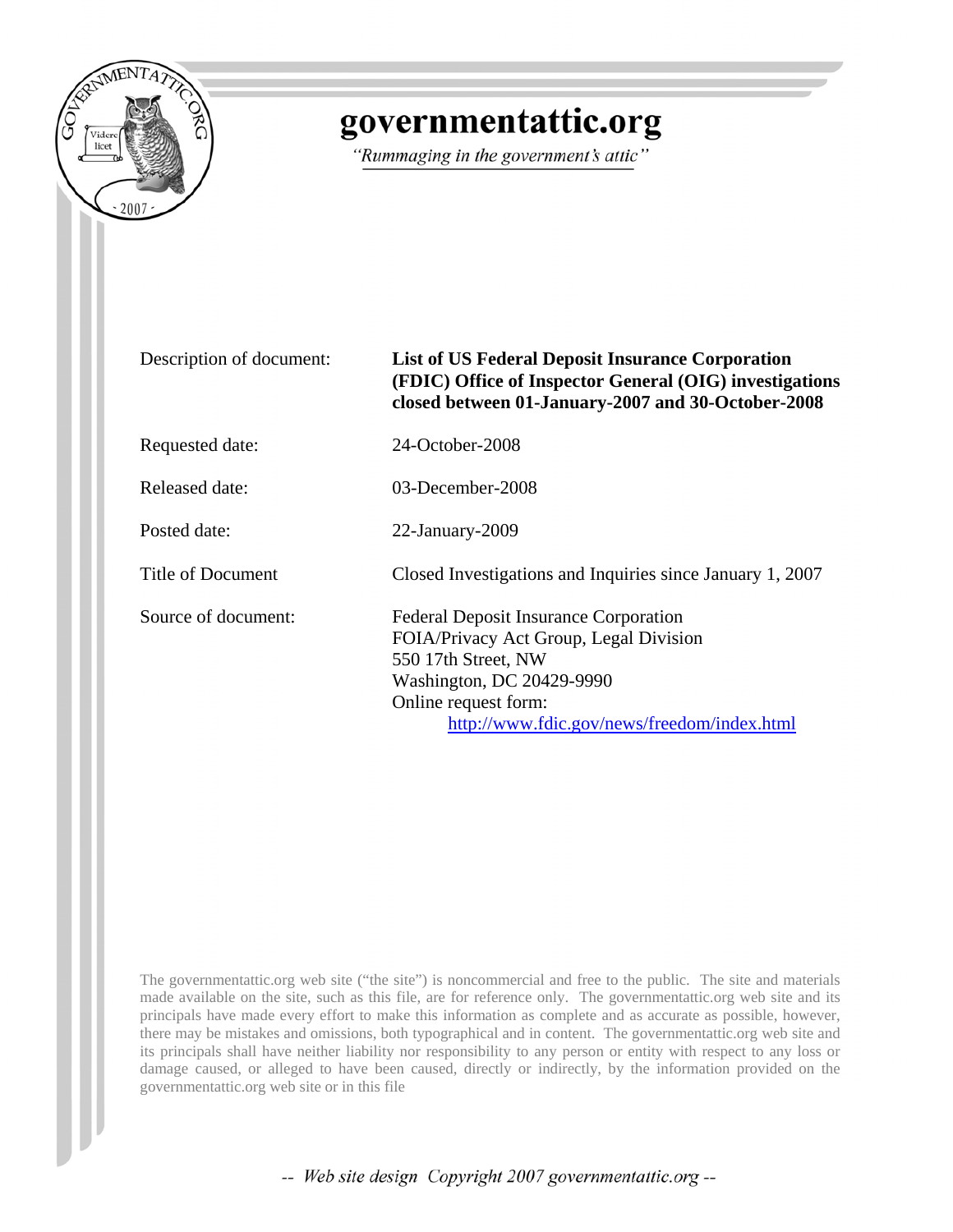# governmentattic.org

*"Rummaging in the government's attic"*

| | |
|---|---|
| Description of document: | **List of US Federal Deposit Insurance Corporation (FDIC) Office of Inspector General (OIG) investigations closed between 01-January-2007 and 30-October-2008** |
| Requested date: | 24-October-2008 |
| Released date: | 03-December-2008 |
| Posted date: | 22-January-2009 |
| Title of Document | Closed Investigations and Inquiries since January 1, 2007 |
| Source of document: | Federal Deposit Insurance Corporation<br>FOIA/Privacy Act Group, Legal Division<br>550 17th Street, NW<br>Washington, DC 20429-9990<br>Online request form:<br>http://www.fdic.gov/news/freedom/index.html |

The governmentattic.org web site ("the site") is noncommercial and free to the public. The site and materials made available on the site, such as this file, are for reference only. The governmentattic.org web site and its principals have made every effort to make this information as complete and as accurate as possible, however, there may be mistakes and omissions, both typographical and in content. The governmentattic.org web site and its principals shall have neither liability nor responsibility to any person or entity with respect to any loss or damage caused, or alleged to have been caused, directly or indirectly, by the information provided on the governmentattic.org web site or in this file

-- *Web site design Copyright 2007 governmentattic.org* --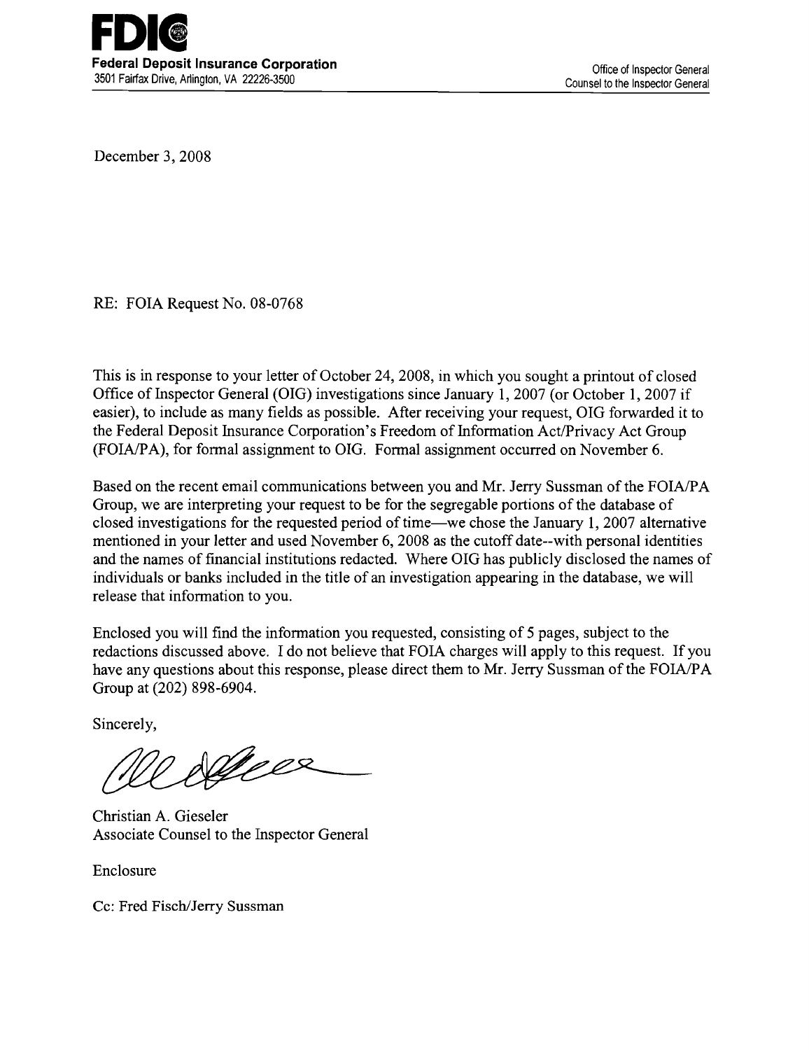**FDIC**
**Federal Deposit Insurance Corporation**
3501 Fairfax Drive, Arlington, VA 22226-3500

Office of Inspector General
Counsel to the Inspector General

December 3, 2008

RE: FOIA Request No. 08-0768

This is in response to your letter of October 24, 2008, in which you sought a printout of closed Office of Inspector General (OIG) investigations since January 1, 2007 (or October 1, 2007 if easier), to include as many fields as possible. After receiving your request, OIG forwarded it to the Federal Deposit Insurance Corporation's Freedom of Information Act/Privacy Act Group (FOIA/PA), for formal assignment to OIG. Formal assignment occurred on November 6.

Based on the recent email communications between you and Mr. Jerry Sussman of the FOIA/PA Group, we are interpreting your request to be for the segregable portions of the database of closed investigations for the requested period of time—we chose the January 1, 2007 alternative mentioned in your letter and used November 6, 2008 as the cutoff date--with personal identities and the names of financial institutions redacted. Where OIG has publicly disclosed the names of individuals or banks included in the title of an investigation appearing in the database, we will release that information to you.

Enclosed you will find the information you requested, consisting of 5 pages, subject to the redactions discussed above. I do not believe that FOIA charges will apply to this request. If you have any questions about this response, please direct them to Mr. Jerry Sussman of the FOIA/PA Group at (202) 898-6904.

Sincerely,

Christian A. Gieseler
Associate Counsel to the Inspector General

Enclosure

Cc: Fred Fisch/Jerry Sussman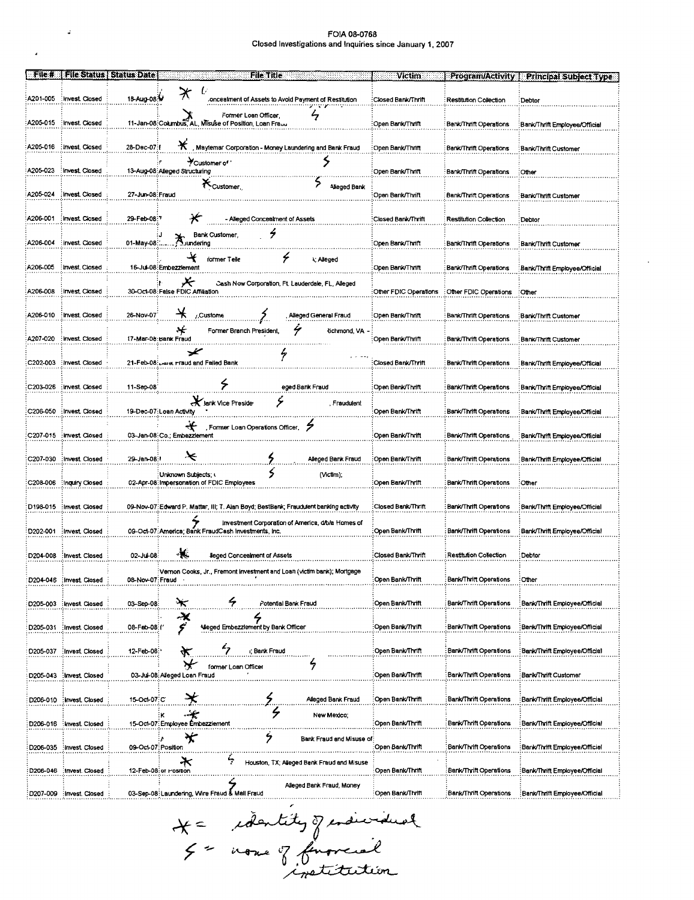FOIA 08-0768
Closed Investigations and Inquiries since January 1, 2007

| File # | File Status | Status Date | File Title | Victim | Program/Activity | Principal Subject Type |
|---|---|---|---|---|---|---|
| A201-005 | Invest. Closed | 18-Aug-08 | * Concealment of Assets to Avoid Payment of Restitution | Closed Bank/Thrift | Restitution Collection | Debtor |
| A205-015 | Invest. Closed | 11-Jan-08 | * Former Loan Officer, $ Columbus, AL, Misuse of Position, Loan Fraud | Open Bank/Thrift | Bank/Thrift Operations | Bank/Thrift Employee/Official |
| A205-016 | Invest. Closed | 28-Dec-07 | *, Maytemar Corporation - Money Laundering and Bank Fraud | Open Bank/Thrift | Bank/Thrift Operations | Bank/Thrift Customer |
| A205-023 | Invest. Closed | 13-Aug-08 | * Customer of $ Alleged Structuring | Open Bank/Thrift | Bank/Thrift Operations | Other |
| A205-024 | Invest. Closed | 27-Jun-08 | * Customer, $ Alleged Bank Fraud | Open Bank/Thrift | Bank/Thrift Operations | Bank/Thrift Customer |
| A206-001 | Invest. Closed | 29-Feb-08 | * - Alleged Concealment of Assets | Closed Bank/Thrift | Restitution Collection | Debtor |
| A206-004 | Invest. Closed | 01-May-08 | * Bank Customer, $ Laundering | Open Bank/Thrift | Bank/Thrift Operations | Bank/Thrift Customer |
| A206-005 | Invest. Closed | 16-Jul-08 | * Former Teller $; Alleged Embezzlement | Open Bank/Thrift | Bank/Thrift Operations | Bank/Thrift Employee/Official |
| A206-008 | Invest. Closed | 30-Oct-08 | * Cash Now Corporation, Ft. Lauderdale, FL, Alleged False FDIC Affiliation | Other FDIC Operations | Other FDIC Operations | Other |
| A206-010 | Invest. Closed | 26-Nov-07 | *, Customer $, Alleged General Fraud | Open Bank/Thrift | Bank/Thrift Operations | Bank/Thrift Customer |
| A207-020 | Invest. Closed | 17-Mar-08 | * Former Branch President, $ Richmond, VA - Bank Fraud | Open Bank/Thrift | Bank/Thrift Operations | Bank/Thrift Customer |
| C202-003 | Invest. Closed | 21-Feb-08 | * $ Bank Fraud and Failed Bank | Closed Bank/Thrift | Bank/Thrift Operations | Bank/Thrift Employee/Official |
| C203-026 | Invest. Closed | 11-Sep-08 | $ Alleged Bank Fraud | Open Bank/Thrift | Bank/Thrift Operations | Bank/Thrift Employee/Official |
| C206-050 | Invest. Closed | 19-Dec-07 | * Bank Vice President $, Fraudulent Loan Activity | Open Bank/Thrift | Bank/Thrift Operations | Bank/Thrift Employee/Official |
| C207-015 | Invest. Closed | 03-Jan-08 | *, Former Loan Operations Officer, $ Co.; Embezzlement | Open Bank/Thrift | Bank/Thrift Operations | Bank/Thrift Employee/Official |
| C207-030 | Invest. Closed | 29-Jan-08 | * $ Alleged Bank Fraud | Open Bank/Thrift | Bank/Thrift Operations | Bank/Thrift Employee/Official |
| C208-006 | Inquiry Closed | 02-Apr-08 | Unknown Subjects; $ (Victim); Impersonation of FDIC Employees | Open Bank/Thrift | Bank/Thrift Operations | Other |
| D198-015 | Invest. Closed | 09-Nov-07 | Edward P. Mattar, III; T. Alan Boyd; BestBank; Fraudulent banking activity | Closed Bank/Thrift | Bank/Thrift Operations | Bank/Thrift Employee/Official |
| D202-001 | Invest. Closed | 09-Oct-07 | $ Investment Corporation of America, d/b/a Homes of America; Bank FraudCash Investments, Inc. | Open Bank/Thrift | Bank/Thrift Operations | Bank/Thrift Employee/Official |
| D204-008 | Invest. Closed | 02-Jul-08 | * Alleged Concealment of Assets | Closed Bank/Thrift | Restitution Collection | Debtor |
| D204-046 | Invest. Closed | 08-Nov-07 | Vernon Cooks, Jr., Fremont Investment and Loan (victim bank); Mortgage Fraud | Open Bank/Thrift | Bank/Thrift Operations | Other |
| D205-003 | Invest. Closed | 03-Sep-08 | * $ Potential Bank Fraud | Open Bank/Thrift | Bank/Thrift Operations | Bank/Thrift Employee/Official |
| D205-031 | Invest. Closed | 08-Feb-08 | * $ Alleged Embezzlement by Bank Officer | Open Bank/Thrift | Bank/Thrift Operations | Bank/Thrift Employee/Official |
| D205-037 | Invest. Closed | 12-Feb-08 | * $; Bank Fraud | Open Bank/Thrift | Bank/Thrift Operations | Bank/Thrift Employee/Official |
| D205-043 | Invest. Closed | 03-Jul-08 | * former Loan Officer $ Alleged Loan Fraud | Open Bank/Thrift | Bank/Thrift Operations | Bank/Thrift Customer |
| D206-010 | Invest. Closed | 15-Oct-07 | * $ Alleged Bank Fraud | Open Bank/Thrift | Bank/Thrift Operations | Bank/Thrift Employee/Official |
| D206-016 | Invest. Closed | 15-Oct-07 | * $ New Mexico; Employee Embezzlement | Open Bank/Thrift | Bank/Thrift Operations | Bank/Thrift Employee/Official |
| D206-035 | Invest. Closed | 09-Oct-07 | * $ Bank Fraud and Misuse of Position | Open Bank/Thrift | Bank/Thrift Operations | Bank/Thrift Employee/Official |
| D206-046 | Invest. Closed | 12-Feb-08 | * $ Houston, TX; Alleged Bank Fraud and Misuse of Position | Open Bank/Thrift | Bank/Thrift Operations | Bank/Thrift Employee/Official |
| D207-009 | Invest. Closed | 03-Sep-08 | $ Alleged Bank Fraud, Money Laundering, Wire Fraud & Mail Fraud | Open Bank/Thrift | Bank/Thrift Operations | Bank/Thrift Employee/Official |

* = identity of individual
$ = name of financial institution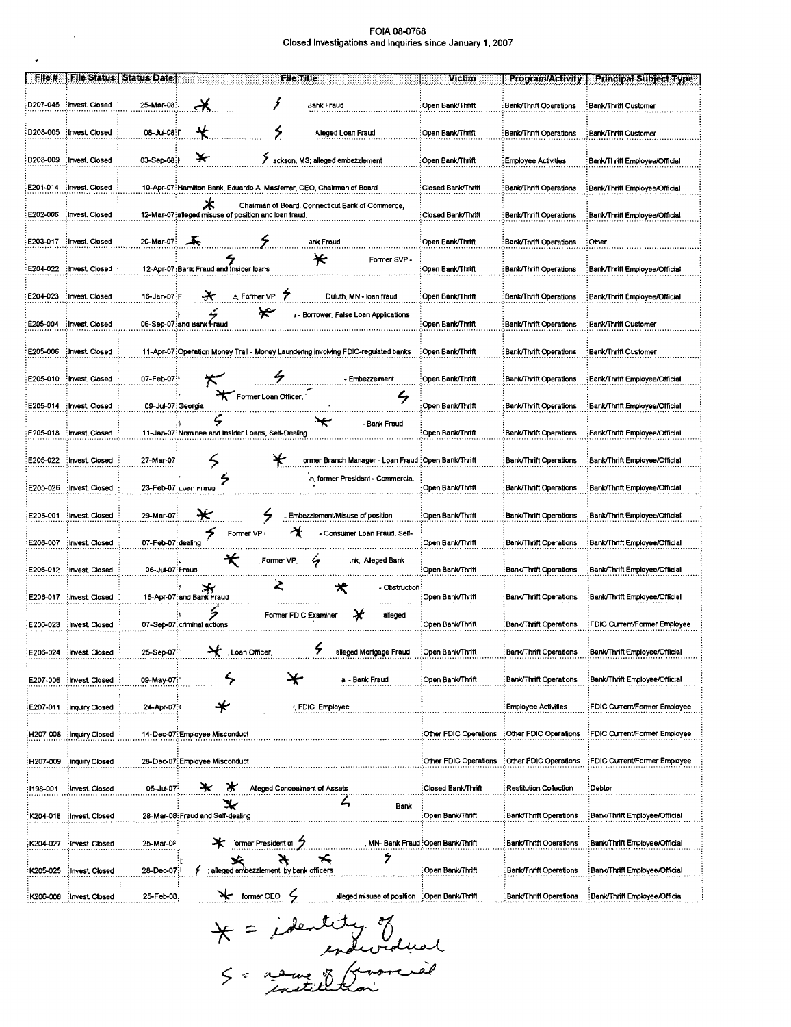FOIA 08-0768
Closed Investigations and Inquiries since January 1, 2007

| File # | File Status | Status Date | File Title | Victim | Program/Activity | Principal Subject Type |
|---|---|---|---|---|---|---|
| D207-045 | Invest. Closed | 25-Mar-08 | * 5 Bank Fraud | Open Bank/Thrift | Bank/Thrift Operations | Bank/Thrift Customer |
| D208-005 | Invest. Closed | 08-Jul-08 | * 5 Alleged Loan Fraud | Open Bank/Thrift | Bank/Thrift Operations | Bank/Thrift Customer |
| D208-009 | Invest. Closed | 03-Sep-08 | * 5 ackson, MS; alleged embezzlement | Open Bank/Thrift | Employee Activities | Bank/Thrift Employee/Official |
| E201-014 | Invest. Closed | 10-Apr-07 | Hamilton Bank, Eduardo A. Masferrer, CEO, Chairman of Board. | Closed Bank/Thrift | Bank/Thrift Operations | Bank/Thrift Employee/Official |
| E202-006 | Invest. Closed | 12-Mar-07 | * Chairman of Board, Connecticut Bank of Commerce, alleged misuse of position and loan fraud. | Closed Bank/Thrift | Bank/Thrift Operations | Bank/Thrift Employee/Official |
| E203-017 | Invest. Closed | 20-Mar-07 | * 5 ank Fraud | Open Bank/Thrift | Bank/Thrift Operations | Other |
| E204-022 | Invest. Closed | 12-Apr-07 | 5 * Former SVP - Bank Fraud and Insider loans | Open Bank/Thrift | Bank/Thrift Operations | Bank/Thrift Employee/Official |
| E204-023 | Invest. Closed | 16-Jan-07 | * e, Former VP 5 Duluth, MN - loan fraud | Open Bank/Thrift | Bank/Thrift Operations | Bank/Thrift Employee/Official |
| E205-004 | Invest. Closed | 06-Sep-07 | 5 * - Borrower, False Loan Applications and Bank Fraud | Open Bank/Thrift | Bank/Thrift Operations | Bank/Thrift Customer |
| E205-006 | Invest. Closed | 11-Apr-07 | Operation Money Trail - Money Laundering involving FDIC-regulated banks | Open Bank/Thrift | Bank/Thrift Operations | Bank/Thrift Customer |
| E205-010 | Invest. Closed | 07-Feb-07 | * 5 - Embezzelment | Open Bank/Thrift | Bank/Thrift Operations | Bank/Thrift Employee/Official |
| E205-014 | Invest. Closed | 09-Jul-07 | * Former Loan Officer, 5 Georgia | Open Bank/Thrift | Bank/Thrift Operations | Bank/Thrift Employee/Official |
| E205-018 | Invest. Closed | 11-Jan-07 | 5 * - Bank Fraud, Nominee and Insider Loans, Self-Dealing | Open Bank/Thrift | Bank/Thrift Operations | Bank/Thrift Employee/Official |
| E205-022 | Invest. Closed | 27-Mar-07 | 5 * ormer Branch Manager - Loan Fraud | Open Bank/Thrift | Bank/Thrift Operations | Bank/Thrift Employee/Official |
| E205-026 | Invest. Closed | 23-Feb-07 | 5 n, former President - Commercial Loan Fraud | Open Bank/Thrift | Bank/Thrift Operations | Bank/Thrift Employee/Official |
| E206-001 | Invest. Closed | 29-Mar-07 | * 5 Embezzlement/Misuse of position | Open Bank/Thrift | Bank/Thrift Operations | Bank/Thrift Employee/Official |
| E206-007 | Invest. Closed | 07-Feb-07 | 5 Former VP * - Consumer Loan Fraud, Self-dealing | Open Bank/Thrift | Bank/Thrift Operations | Bank/Thrift Employee/Official |
| E206-012 | Invest. Closed | 06-Jul-07 | * Former VP. 5 nk, Alleged Bank Fraud | Open Bank/Thrift | Bank/Thrift Operations | Bank/Thrift Employee/Official |
| E206-017 | Invest. Closed | 16-Apr-07 | * 2 * - Obstruction and Bank Fraud | Open Bank/Thrift | Bank/Thrift Operations | Bank/Thrift Employee/Official |
| E206-023 | Invest. Closed | 07-Sep-07 | 5 Former FDIC Examiner * alleged criminal actions | Open Bank/Thrift | Bank/Thrift Operations | FDIC Current/Former Employee |
| E206-024 | Invest. Closed | 25-Sep-07 | * Loan Officer, 5 alleged Mortgage Fraud | Open Bank/Thrift | Bank/Thrift Operations | Bank/Thrift Employee/Official |
| E207-006 | Invest. Closed | 09-May-07 | 5 * al - Bank Fraud | Open Bank/Thrift | Bank/Thrift Operations | Bank/Thrift Employee/Official |
| E207-011 | Inquiry Closed | 24-Apr-07 | * , FDIC Employee | | Employee Activities | FDIC Current/Former Employee |
| H207-008 | Inquiry Closed | 14-Dec-07 | Employee Misconduct | Other FDIC Operations | Other FDIC Operations | FDIC Current/Former Employee |
| H207-009 | Inquiry Closed | 28-Dec-07 | Employee Misconduct | Other FDIC Operations | Other FDIC Operations | FDIC Current/Former Employee |
| I198-001 | Invest. Closed | 05-Jul-07 | * * Alleged Concealment of Assets | Closed Bank/Thrift | Restitution Collection | Debtor |
| K204-018 | Invest. Closed | 28-Mar-08 | * 5 Bank Fraud and Self-dealing | Open Bank/Thrift | Bank/Thrift Operations | Bank/Thrift Employee/Official |
| K204-027 | Invest. Closed | 25-Mar-08 | * ormer President of 5 , MN- Bank Fraud | Open Bank/Thrift | Bank/Thrift Operations | Bank/Thrift Employee/Official |
| K205-025 | Invest. Closed | 28-Dec-07 | * * * 5 5 alleged embezzlement by bank officers | Open Bank/Thrift | Bank/Thrift Operations | Bank/Thrift Employee/Official |
| K206-006 | Invest. Closed | 25-Feb-08 | * former CEO, 5 alleged misuse of position | Open Bank/Thrift | Bank/Thrift Operations | Bank/Thrift Employee/Official |

* = identity of individual
5 = name of financial institution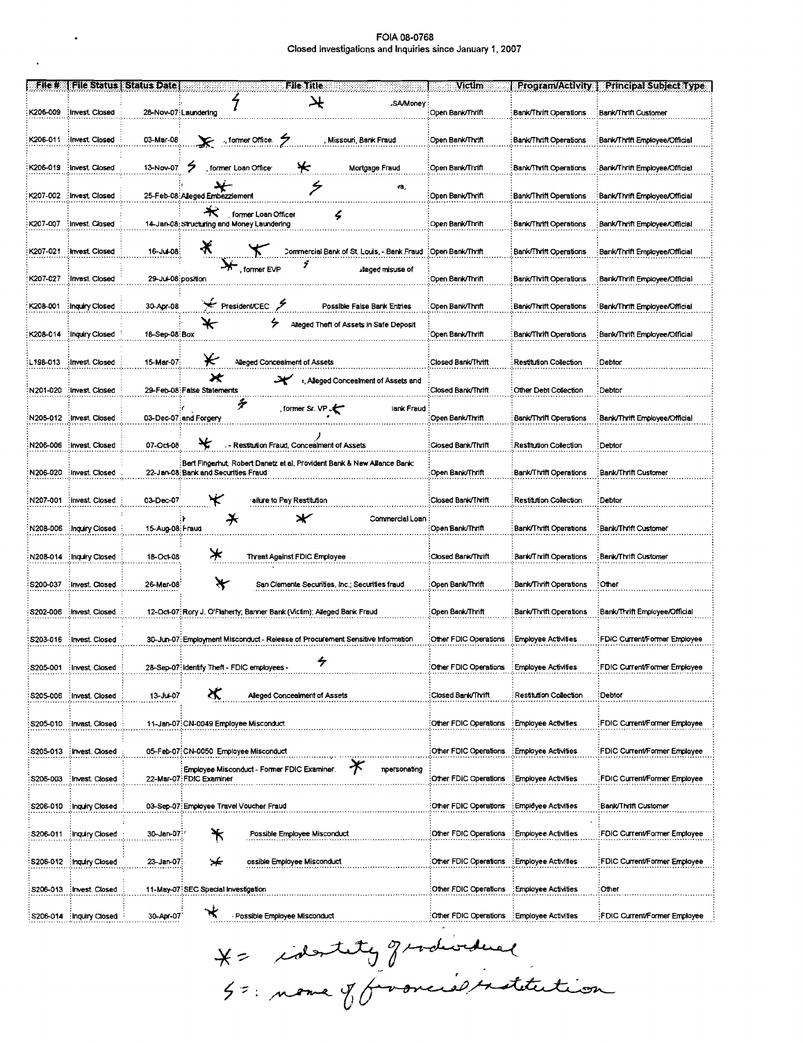FOIA 08-0768
Closed Investigations and Inquiries since January 1, 2007

| File # | File Status | Status Date | File Title | Victim | Program/Activity | Principal Subject Type |
|---|---|---|---|---|---|---|
| K206-009 | Invest. Closed | 28-Nov-07 | 4 * .SA/Money Laundering | Open Bank/Thrift | Bank/Thrift Operations | Bank/Thrift Customer |
| K206-011 | Invest. Closed | 03-Mar-08 | * , former Office 4 , Missouri, Bank Fraud | Open Bank/Thrift | Bank/Thrift Operations | Bank/Thrift Employee/Official |
| K206-019 | Invest. Closed | 13-Nov-07 | 4 , former Loan Officer * Mortgage Fraud | Open Bank/Thrift | Bank/Thrift Operations | Bank/Thrift Employee/Official |
| K207-002 | Invest. Closed | 25-Feb-08 | * 4 va, Alleged Embezzlement | Open Bank/Thrift | Bank/Thrift Operations | Bank/Thrift Employee/Official |
| K207-007 | Invest. Closed | 14-Jan-08 | * , former Loan Officer 4 Structuring and Money Laundering | Open Bank/Thrift | Bank/Thrift Operations | Bank/Thrift Employee/Official |
| K207-021 | Invest. Closed | 16-Jul-08 | * * Commercial Bank of St. Louis, - Bank Fraud | Open Bank/Thrift | Bank/Thrift Operations | Bank/Thrift Employee/Official |
| K207-027 | Invest. Closed | 29-Jul-08 | * , former EVP 4 alleged misuse of position | Open Bank/Thrift | Bank/Thrift Operations | Bank/Thrift Employee/Official |
| K208-001 | Inquiry Closed | 30-Apr-08 | * President/CEO 4 Possible False Bank Entries | Open Bank/Thrift | Bank/Thrift Operations | Bank/Thrift Employee/Official |
| K208-014 | Inquiry Closed | 18-Sep-08 | * 4 Alleged Theft of Assets in Safe Deposit Box | Open Bank/Thrift | Bank/Thrift Operations | Bank/Thrift Employee/Official |
| L198-013 | Invest. Closed | 15-Mar-07 | * Alleged Concealment of Assets | Closed Bank/Thrift | Restitution Collection | Debtor |
| N201-020 | Invest. Closed | 29-Feb-08 | * * , Alleged Concealment of Assets and False Statements | Closed Bank/Thrift | Other Debt Collection | Debtor |
| N205-012 | Invest. Closed | 03-Dec-07 | 4 , former Sr. VP * Bank Fraud and Forgery | Open Bank/Thrift | Bank/Thrift Operations | Bank/Thrift Employee/Official |
| N206-006 | Invest. Closed | 07-Oct-08 | * - Restitution Fraud, Concealment of Assets | Closed Bank/Thrift | Restitution Collection | Debtor |
| N206-020 | Invest. Closed | 22-Jan-08 | Bert Fingerhut, Robert Danetz et al, Provident Bank & New Alliance Bank: Bank and Securities Fraud | Open Bank/Thrift | Bank/Thrift Operations | Bank/Thrift Customer |
| N207-001 | Invest. Closed | 03-Dec-07 | * Failure to Pay Restitution | Closed Bank/Thrift | Restitution Collection | Debtor |
| N208-006 | Inquiry Closed | 15-Aug-08 | * * Commercial Loan Fraud | Open Bank/Thrift | Bank/Thrift Operations | Bank/Thrift Customer |
| N208-014 | Inquiry Closed | 18-Oct-08 | * Threat Against FDIC Employee | Closed Bank/Thrift | Bank/Thrift Operations | Bank/Thrift Customer |
| S200-037 | Invest. Closed | 26-Mar-08 | * San Clemente Securities, Inc.; Securities fraud | Open Bank/Thrift | Bank/Thrift Operations | Other |
| S202-006 | Invest. Closed | 12-Oct-07 | Rory J. O'Flaherty; Banner Bank (Victim); Alleged Bank Fraud | Open Bank/Thrift | Bank/Thrift Operations | Bank/Thrift Employee/Official |
| S203-016 | Invest. Closed | 30-Jun-07 | Employment Misconduct - Release of Procurement Sensitive Information | Other FDIC Operations | Employee Activities | FDIC Current/Former Employee |
| S205-001 | Invest. Closed | 28-Sep-07 | Identify Theft - FDIC employees - 4 | Other FDIC Operations | Employee Activities | FDIC Current/Former Employee |
| S205-006 | Invest. Closed | 13-Jul-07 | * Alleged Concealment of Assets | Closed Bank/Thrift | Restitution Collection | Debtor |
| S205-010 | Invest. Closed | 11-Jan-07 | CN-0049 Employee Misconduct | Other FDIC Operations | Employee Activities | FDIC Current/Former Employee |
| S205-013 | Invest. Closed | 05-Feb-07 | CN-0050 Employee Misconduct | Other FDIC Operations | Employee Activities | FDIC Current/Former Employee |
| S206-003 | Invest. Closed | 22-Mar-07 | Employee Misconduct - Former FDIC Examiner * Impersonating FDIC Examiner | Other FDIC Operations | Employee Activities | FDIC Current/Former Employee |
| S206-010 | Inquiry Closed | 03-Sep-07 | Employee Travel Voucher Fraud | Other FDIC Operations | Employee Activities | Bank/Thrift Customer |
| S206-011 | Inquiry Closed | 30-Jan-07 | * Possible Employee Misconduct | Other FDIC Operations | Employee Activities | FDIC Current/Former Employee |
| S206-012 | Inquiry Closed | 23-Jan-07 | * Possible Employee Misconduct | Other FDIC Operations | Employee Activities | FDIC Current/Former Employee |
| S206-013 | Invest. Closed | 11-May-07 | SEC Special Investigation | Other FDIC Operations | Employee Activities | Other |
| S206-014 | Inquiry Closed | 30-Apr-07 | * Possible Employee Misconduct | Other FDIC Operations | Employee Activities | FDIC Current/Former Employee |

* = identity of individual
4 = name of financial institution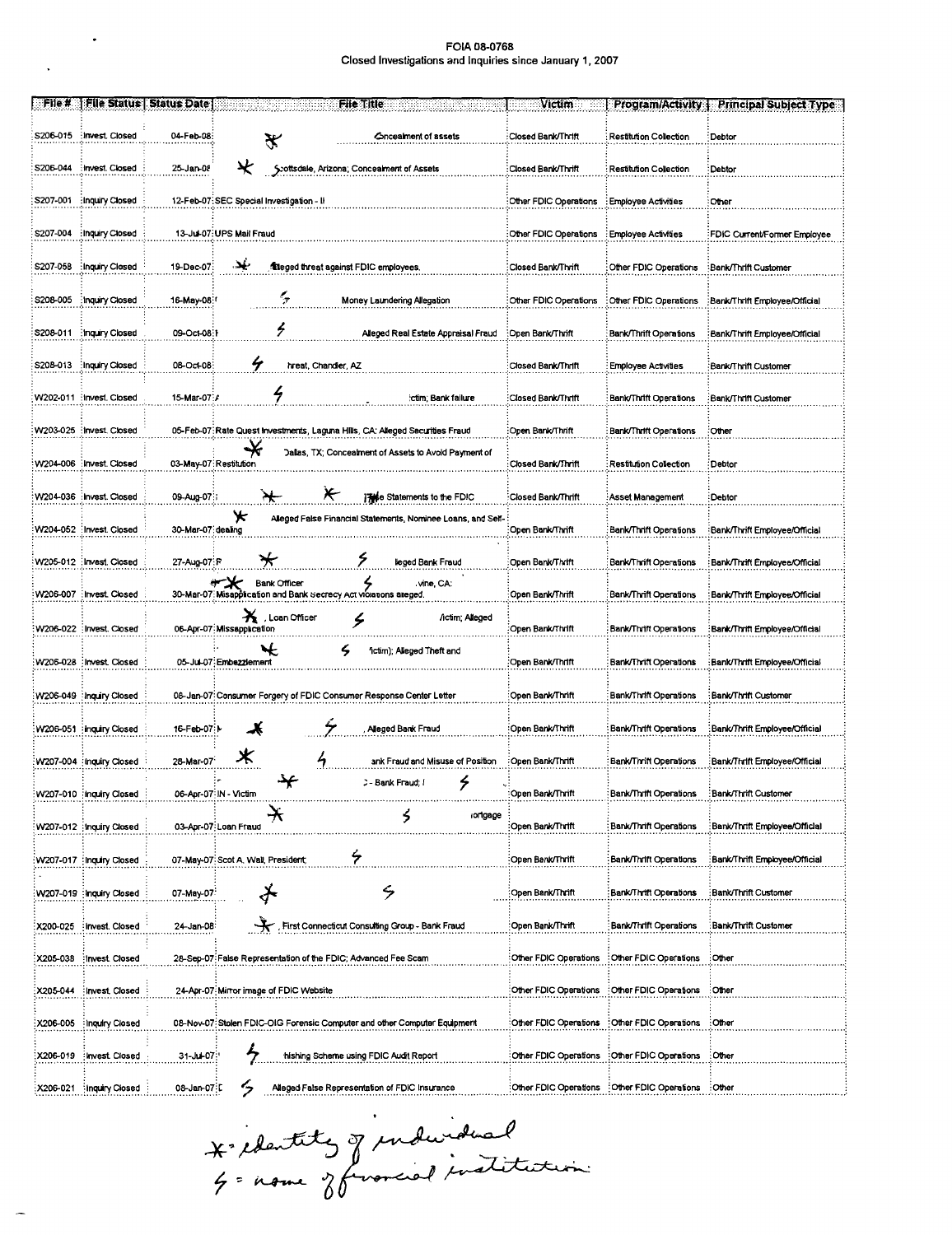FOIA 08-0768
Closed Investigations and Inquiries since January 1, 2007

| File # | File Status | Status Date | File Title | Victim | Program/Activity | Principal Subject Type |
|---|---|---|---|---|---|---|
| S206-015 | Invest. Closed | 04-Feb-08 | * Concealment of assets | Closed Bank/Thrift | Restitution Collection | Debtor |
| S206-044 | Invest. Closed | 25-Jan-08 | * Scottsdale, Arizona; Concealment of Assets | Closed Bank/Thrift | Restitution Collection | Debtor |
| S207-001 | Inquiry Closed | 12-Feb-07 | SEC Special Investigation - II | Other FDIC Operations | Employee Activities | Other |
| S207-004 | Inquiry Closed | 13-Jul-07 | UPS Mail Fraud | Other FDIC Operations | Employee Activities | FDIC Current/Former Employee |
| S207-058 | Inquiry Closed | 19-Dec-07 | * Alleged threat against FDIC employees. | Closed Bank/Thrift | Other FDIC Operations | Bank/Thrift Customer |
| S208-005 | Inquiry Closed | 16-May-08 | ς Money Laundering Allegation | Other FDIC Operations | Other FDIC Operations | Bank/Thrift Employee/Official |
| S208-011 | Inquiry Closed | 09-Oct-08 | ς Alleged Real Estate Appraisal Fraud | Open Bank/Thrift | Bank/Thrift Operations | Bank/Thrift Employee/Official |
| S208-013 | Inquiry Closed | 08-Oct-08 | ς hreat, Chandler, AZ | Closed Bank/Thrift | Employee Activities | Bank/Thrift Customer |
| W202-011 | Invest. Closed | 15-Mar-07 | ς ictim; Bank failure | Closed Bank/Thrift | Bank/Thrift Operations | Bank/Thrift Customer |
| W203-025 | Invest. Closed | 05-Feb-07 | Rate Quest Investments, Laguna Hills, CA; Alleged Securities Fraud | Open Bank/Thrift | Bank/Thrift Operations | Other |
| W204-006 | Invest. Closed | 03-May-07 | * Dallas, TX; Concealment of Assets to Avoid Payment of Restitution | Closed Bank/Thrift | Restitution Collection | Debtor |
| W204-036 | Invest. Closed | 09-Aug-07 | * * False Statements to the FDIC | Closed Bank/Thrift | Asset Management | Debtor |
| W204-052 | Invest. Closed | 30-Mar-07 | * Alleged False Financial Statements, Nominee Loans, and Self-dealing | Open Bank/Thrift | Bank/Thrift Operations | Bank/Thrift Employee/Official |
| W205-012 | Invest. Closed | 27-Aug-07 | * ς lleged Bank Fraud | Open Bank/Thrift | Bank/Thrift Operations | Bank/Thrift Employee/Official |
| W206-007 | Invest. Closed | 30-Mar-07 | * Bank Officer ς vine, CA: Misapplication and Bank Secrecy Act violations alleged. | Open Bank/Thrift | Bank/Thrift Operations | Bank/Thrift Employee/Official |
| W206-022 | Invest. Closed | 06-Apr-07 | * , Loan Officer ς /ictim; Alleged Missapplication | Open Bank/Thrift | Bank/Thrift Operations | Bank/Thrift Employee/Official |
| W206-028 | Invest. Closed | 05-Jul-07 | * ς 'ictim); Alleged Theft and Embezzlement | Open Bank/Thrift | Bank/Thrift Operations | Bank/Thrift Employee/Official |
| W206-049 | Inquiry Closed | 08-Jan-07 | Consumer Forgery of FDIC Consumer Response Center Letter | Open Bank/Thrift | Bank/Thrift Operations | Bank/Thrift Customer |
| W206-051 | Inquiry Closed | 16-Feb-07 | * ς , Alleged Bank Fraud | Open Bank/Thrift | Bank/Thrift Operations | Bank/Thrift Employee/Official |
| W207-004 | Inquiry Closed | 28-Mar-07 | * ς ank Fraud and Misuse of Position | Open Bank/Thrift | Bank/Thrift Operations | Bank/Thrift Employee/Official |
| W207-010 | Inquiry Closed | 06-Apr-07 | * - Bank Fraud; ς IN - Victim | Open Bank/Thrift | Bank/Thrift Operations | Bank/Thrift Customer |
| W207-012 | Inquiry Closed | 03-Apr-07 | * ς ortgage Loan Fraud | Open Bank/Thrift | Bank/Thrift Operations | Bank/Thrift Employee/Official |
| W207-017 | Inquiry Closed | 07-May-07 | Scot A. Wall, President; ς | Open Bank/Thrift | Bank/Thrift Operations | Bank/Thrift Employee/Official |
| W207-019 | Inquiry Closed | 07-May-07 | * ς | Open Bank/Thrift | Bank/Thrift Operations | Bank/Thrift Customer |
| X200-025 | Invest. Closed | 24-Jan-08 | * , First Connecticut Consulting Group - Bank Fraud | Open Bank/Thrift | Bank/Thrift Operations | Bank/Thrift Customer |
| X205-038 | Invest. Closed | 28-Sep-07 | False Representation of the FDIC; Advanced Fee Scam | Other FDIC Operations | Other FDIC Operations | Other |
| X205-044 | Invest. Closed | 24-Apr-07 | Mirror image of FDIC Website | Other FDIC Operations | Other FDIC Operations | Other |
| X206-005 | Inquiry Closed | 08-Nov-07 | Stolen FDIC-OIG Forensic Computer and other Computer Equipment | Other FDIC Operations | Other FDIC Operations | Other |
| X206-019 | Invest. Closed | 31-Jul-07 | ς hishing Scheme using FDIC Audit Report | Other FDIC Operations | Other FDIC Operations | Other |
| X206-021 | Inquiry Closed | 08-Jan-07 | ς Alleged False Representation of FDIC Insurance | Other FDIC Operations | Other FDIC Operations | Other |

* = identity of individual
ς = name of financial institution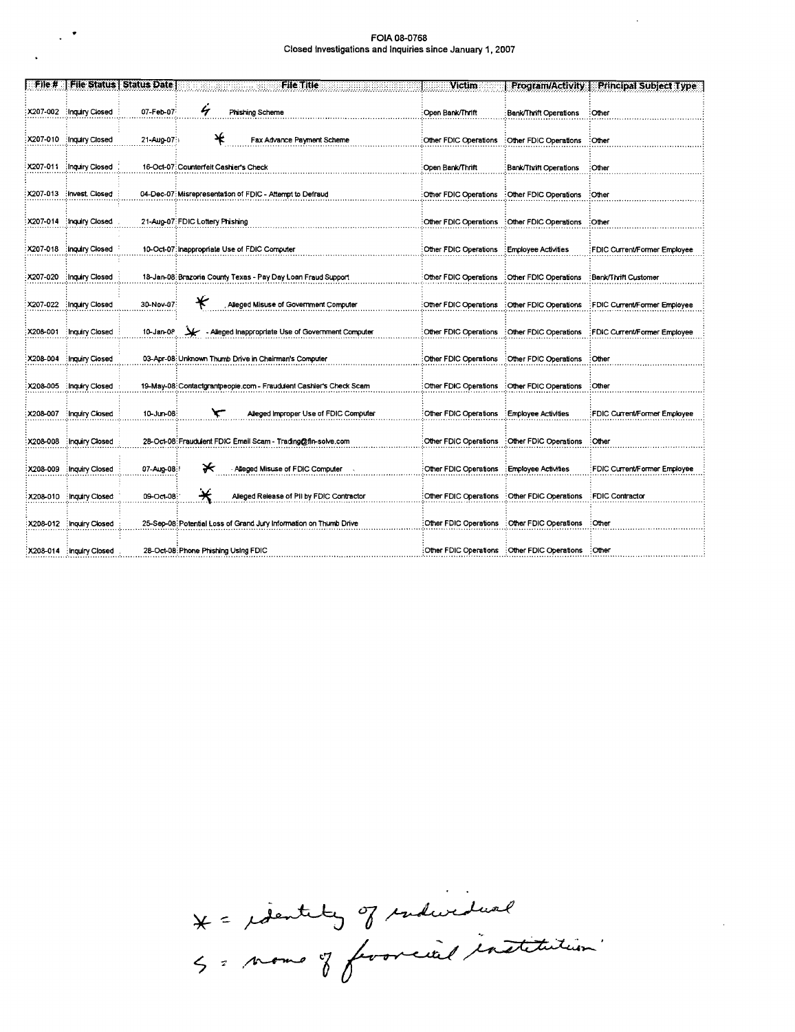FOIA 08-0768
Closed Investigations and Inquiries since January 1, 2007

| File # | File Status | Status Date | File Title | Victim | Program/Activity | Principal Subject Type |
|---|---|---|---|---|---|---|
| X207-002 | Inquiry Closed | 07-Feb-07 | 5 Phishing Scheme | Open Bank/Thrift | Bank/Thrift Operations | Other |
| X207-010 | Inquiry Closed | 21-Aug-07 | * Fax Advance Payment Scheme | Other FDIC Operations | Other FDIC Operations | Other |
| X207-011 | Inquiry Closed | 16-Oct-07 | Counterfeit Cashier's Check | Open Bank/Thrift | Bank/Thrift Operations | Other |
| X207-013 | Invest. Closed | 04-Dec-07 | Misrepresentation of FDIC - Attempt to Defraud | Other FDIC Operations | Other FDIC Operations | Other |
| X207-014 | Inquiry Closed | 21-Aug-07 | FDIC Lottery Phishing | Other FDIC Operations | Other FDIC Operations | Other |
| X207-018 | Inquiry Closed | 10-Oct-07 | Inappropriate Use of FDIC Computer | Other FDIC Operations | Employee Activities | FDIC Current/Former Employee |
| X207-020 | Inquiry Closed | 18-Jan-08 | Brazoria County Texas - Pay Day Loan Fraud Support | Other FDIC Operations | Other FDIC Operations | Bank/Thrift Customer |
| X207-022 | Inquiry Closed | 30-Nov-07 | * Alleged Misuse of Government Computer | Other FDIC Operations | Other FDIC Operations | FDIC Current/Former Employee |
| X208-001 | Inquiry Closed | 10-Jan-08 | * - Alleged Inappropriate Use of Government Computer | Other FDIC Operations | Other FDIC Operations | FDIC Current/Former Employee |
| X208-004 | Inquiry Closed | 03-Apr-08 | Unknown Thumb Drive in Chairman's Computer | Other FDIC Operations | Other FDIC Operations | Other |
| X208-005 | Inquiry Closed | 19-May-08 | Contactgrantpeople.com - Fraudulent Cashier's Check Scam | Other FDIC Operations | Other FDIC Operations | Other |
| X208-007 | Inquiry Closed | 10-Jun-08 | * Alleged Improper Use of FDIC Computer | Other FDIC Operations | Employee Activities | FDIC Current/Former Employee |
| X208-008 | Inquiry Closed | 28-Oct-08 | Fraudulent FDIC Email Scam - Trading@fin-solve.com | Other FDIC Operations | Other FDIC Operations | Other |
| X208-009 | Inquiry Closed | 07-Aug-08 | * Alleged Misuse of FDIC Computer | Other FDIC Operations | Employee Activities | FDIC Current/Former Employee |
| X208-010 | Inquiry Closed | 09-Oct-08 | * Alleged Release of PII by FDIC Contractor | Other FDIC Operations | Other FDIC Operations | FDIC Contractor |
| X208-012 | Inquiry Closed | 25-Sep-08 | Potential Loss of Grand Jury Information on Thumb Drive | Other FDIC Operations | Other FDIC Operations | Other |
| X208-014 | Inquiry Closed | 28-Oct-08 | Phone Phishing Using FDIC | Other FDIC Operations | Other FDIC Operations | Other |

* = identity of individual
5 = name of financial institution